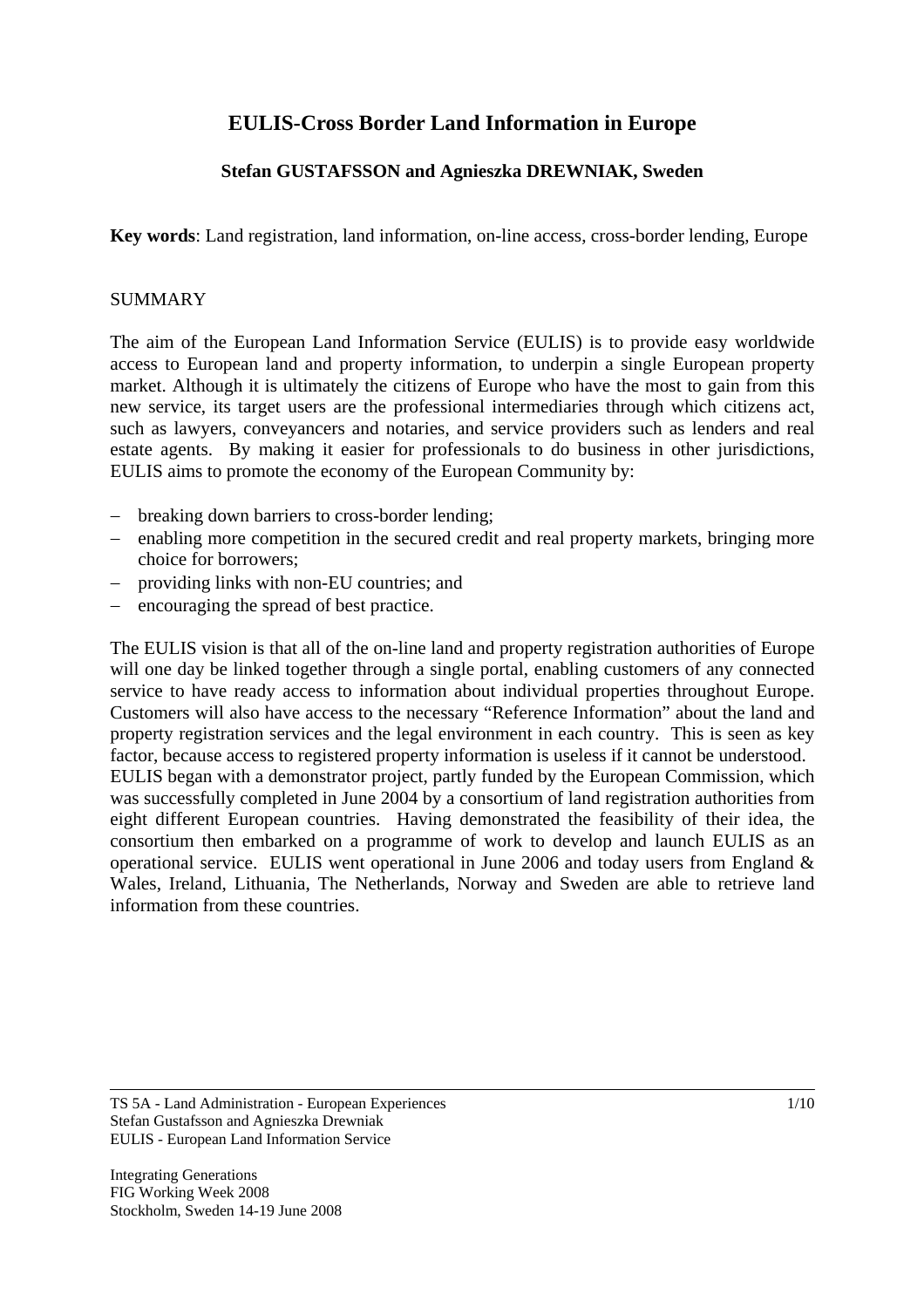# EULIS-Cross Border Land Information in Europe

**Stefan GUSTAFSSON and Agnieszka DREWNIAK, Sweden**

**Key words**: Land registration, land information, on-line access, cross-border lending, Europe

## SUMMARY

The aim of the European Land Information Service (EULIS) is to provide easy worldwide access to European land and property information, to underpin a single European property market. Although it is ultimately the citizens of Europe who have the most to gain from this new service, its target users are the professional intermediaries through which citizens act, such as lawyers, conveyancers and notaries, and service providers such as lenders and real estate agents. By making it easier for professionals to do business in other jurisdictions, EULIS aims to promote the economy of the European Community by:

- breaking down barriers to cross-border lending;
- enabling more competition in the secured credit and real property markets, bringing more choice for borrowers;
- providing links with non-EU countries; and
- encouraging the spread of best practice.

The EULIS vision is that all of the on-line land and property registration authorities of Europe will one day be linked together through a single portal, enabling customers of any connected service to have ready access to information about individual properties throughout Europe. Customers will also have access to the necessary "Reference Information" about the land and property registration services and the legal environment in each country. This is seen as key factor, because access to registered property information is useless if it cannot be understood.
EULIS began with a demonstrator project, partly funded by the European Commission, which was successfully completed in June 2004 by a consortium of land registration authorities from eight different European countries. Having demonstrated the feasibility of their idea, the consortium then embarked on a programme of work to develop and launch EULIS as an operational service. EULIS went operational in June 2006 and today users from England & Wales, Ireland, Lithuania, The Netherlands, Norway and Sweden are able to retrieve land information from these countries.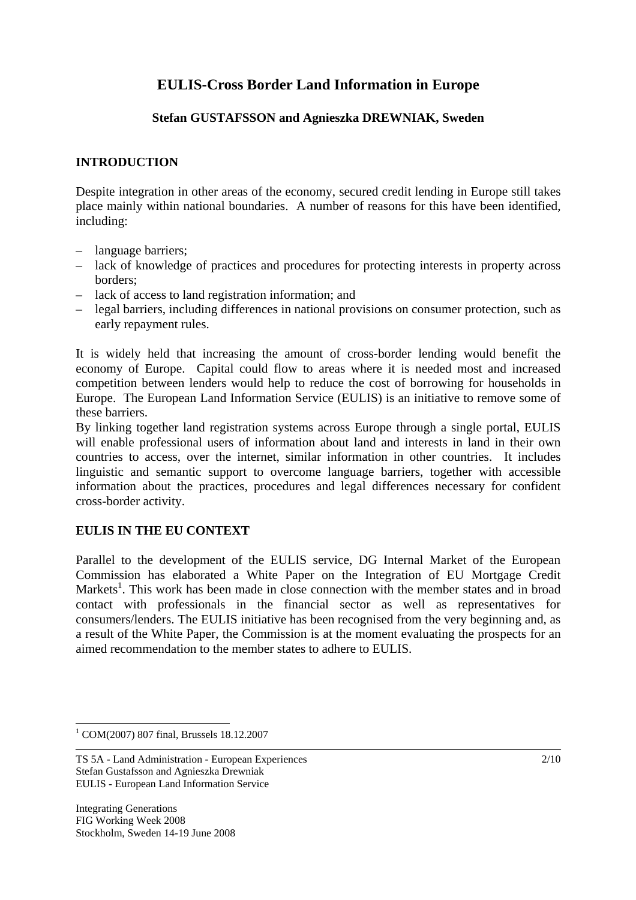# EULIS-Cross Border Land Information in Europe

**Stefan GUSTAFSSON and Agnieszka DREWNIAK, Sweden**

## INTRODUCTION

Despite integration in other areas of the economy, secured credit lending in Europe still takes place mainly within national boundaries. A number of reasons for this have been identified, including:

- language barriers;
- lack of knowledge of practices and procedures for protecting interests in property across borders;
- lack of access to land registration information; and
- legal barriers, including differences in national provisions on consumer protection, such as early repayment rules.

It is widely held that increasing the amount of cross-border lending would benefit the economy of Europe. Capital could flow to areas where it is needed most and increased competition between lenders would help to reduce the cost of borrowing for households in Europe. The European Land Information Service (EULIS) is an initiative to remove some of these barriers.

By linking together land registration systems across Europe through a single portal, EULIS will enable professional users of information about land and interests in land in their own countries to access, over the internet, similar information in other countries. It includes linguistic and semantic support to overcome language barriers, together with accessible information about the practices, procedures and legal differences necessary for confident cross-border activity.

## EULIS IN THE EU CONTEXT

Parallel to the development of the EULIS service, DG Internal Market of the European Commission has elaborated a White Paper on the Integration of EU Mortgage Credit Markets[1]. This work has been made in close connection with the member states and in broad contact with professionals in the financial sector as well as representatives for consumers/lenders. The EULIS initiative has been recognised from the very beginning and, as a result of the White Paper, the Commission is at the moment evaluating the prospects for an aimed recommendation to the member states to adhere to EULIS.

[1] COM(2007) 807 final, Brussels 18.12.2007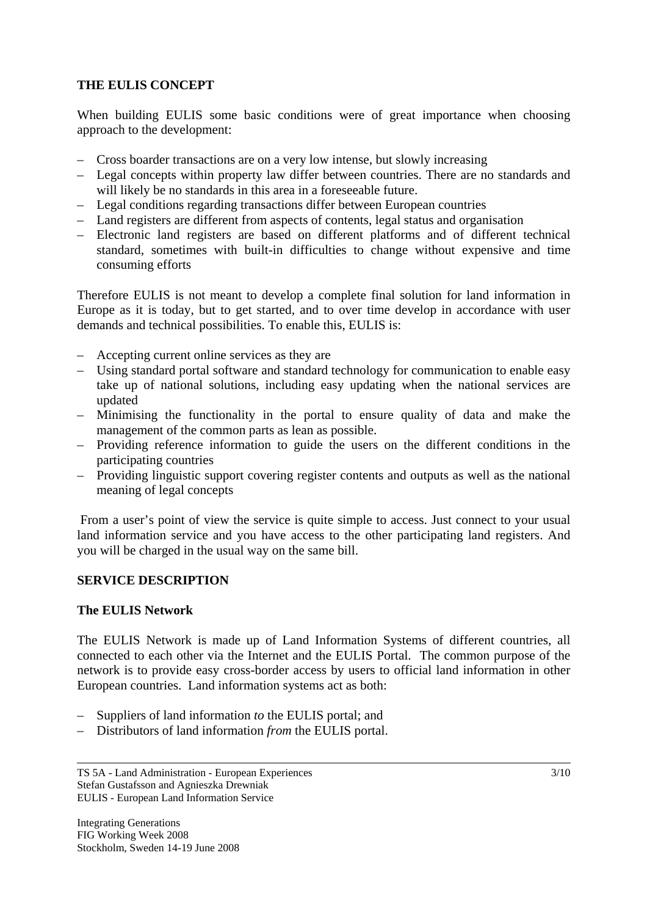## THE EULIS CONCEPT

When building EULIS some basic conditions were of great importance when choosing approach to the development:

- Cross boarder transactions are on a very low intense, but slowly increasing
- Legal concepts within property law differ between countries. There are no standards and will likely be no standards in this area in a foreseeable future.
- Legal conditions regarding transactions differ between European countries
- Land registers are different from aspects of contents, legal status and organisation
- Electronic land registers are based on different platforms and of different technical standard, sometimes with built-in difficulties to change without expensive and time consuming efforts

Therefore EULIS is not meant to develop a complete final solution for land information in Europe as it is today, but to get started, and to over time develop in accordance with user demands and technical possibilities. To enable this, EULIS is:

- Accepting current online services as they are
- Using standard portal software and standard technology for communication to enable easy take up of national solutions, including easy updating when the national services are updated
- Minimising the functionality in the portal to ensure quality of data and make the management of the common parts as lean as possible.
- Providing reference information to guide the users on the different conditions in the participating countries
- Providing linguistic support covering register contents and outputs as well as the national meaning of legal concepts

From a user's point of view the service is quite simple to access. Just connect to your usual land information service and you have access to the other participating land registers. And you will be charged in the usual way on the same bill.

## SERVICE DESCRIPTION

### The EULIS Network

The EULIS Network is made up of Land Information Systems of different countries, all connected to each other via the Internet and the EULIS Portal. The common purpose of the network is to provide easy cross-border access by users to official land information in other European countries. Land information systems act as both:

- Suppliers of land information *to* the EULIS portal; and
- Distributors of land information *from* the EULIS portal.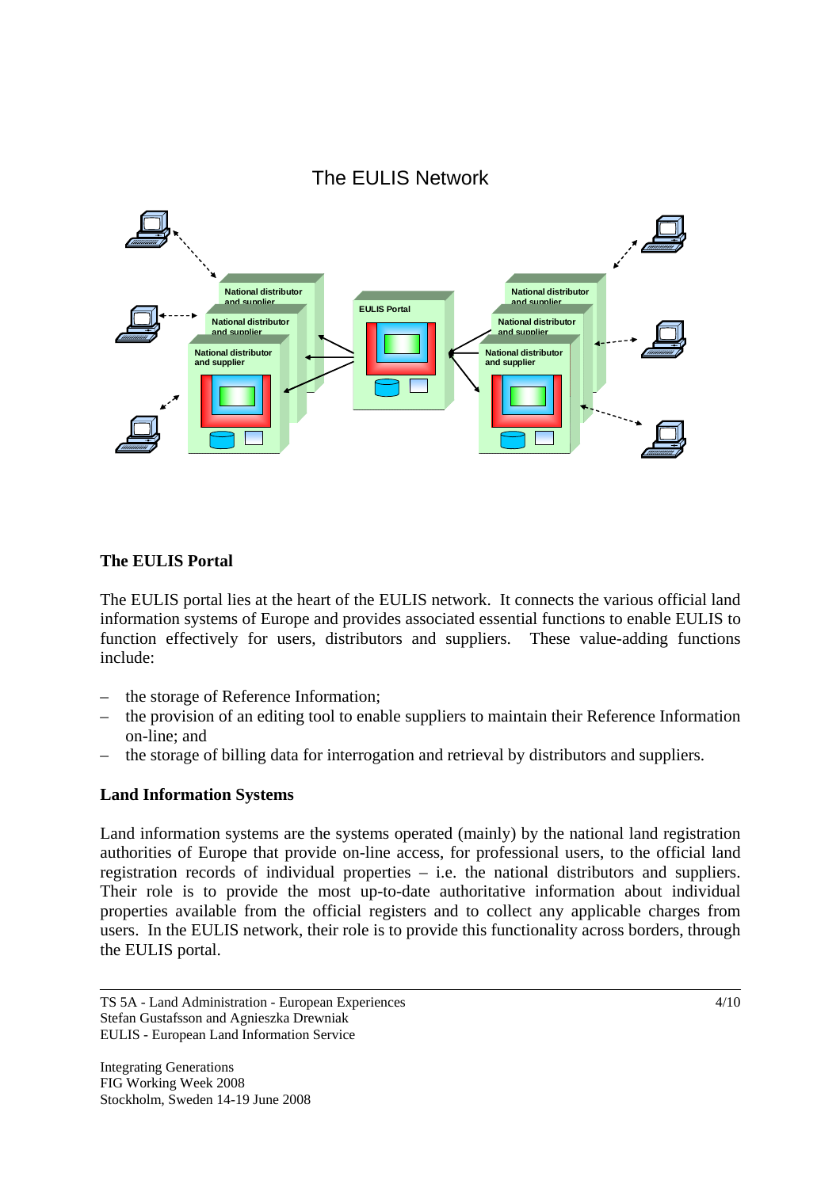The EULIS Network

### The EULIS Portal

The EULIS portal lies at the heart of the EULIS network. It connects the various official land information systems of Europe and provides associated essential functions to enable EULIS to function effectively for users, distributors and suppliers. These value-adding functions include:

- the storage of Reference Information;
- the provision of an editing tool to enable suppliers to maintain their Reference Information on-line; and
- the storage of billing data for interrogation and retrieval by distributors and suppliers.

### Land Information Systems

Land information systems are the systems operated (mainly) by the national land registration authorities of Europe that provide on-line access, for professional users, to the official land registration records of individual properties – i.e. the national distributors and suppliers. Their role is to provide the most up-to-date authoritative information about individual properties available from the official registers and to collect any applicable charges from users. In the EULIS network, their role is to provide this functionality across borders, through the EULIS portal.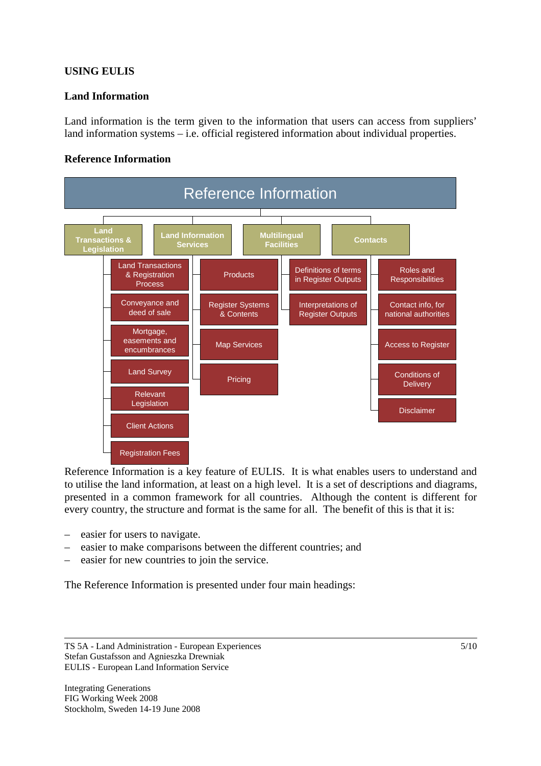## USING EULIS

### Land Information

Land information is the term given to the information that users can access from suppliers' land information systems – i.e. official registered information about individual properties.

### Reference Information

Reference Information

- Land Transactions & Legislation
  - Land Transactions & Registration Process
  - Conveyance and deed of sale
  - Mortgage, easements and encumbrances
  - Land Survey
  - Relevant Legislation
  - Client Actions
  - Registration Fees
- Land Information Services
  - Products
  - Register Systems & Contents
  - Map Services
  - Pricing
- Multilingual Facilities
  - Definitions of terms in Register Outputs
  - Interpretations of Register Outputs
- Contacts
  - Roles and Responsibilities
  - Contact info, for national authorities
  - Access to Register
  - Conditions of Delivery
  - Disclaimer

Reference Information is a key feature of EULIS. It is what enables users to understand and to utilise the land information, at least on a high level. It is a set of descriptions and diagrams, presented in a common framework for all countries. Although the content is different for every country, the structure and format is the same for all. The benefit of this is that it is:

- easier for users to navigate.
- easier to make comparisons between the different countries; and
- easier for new countries to join the service.

The Reference Information is presented under four main headings: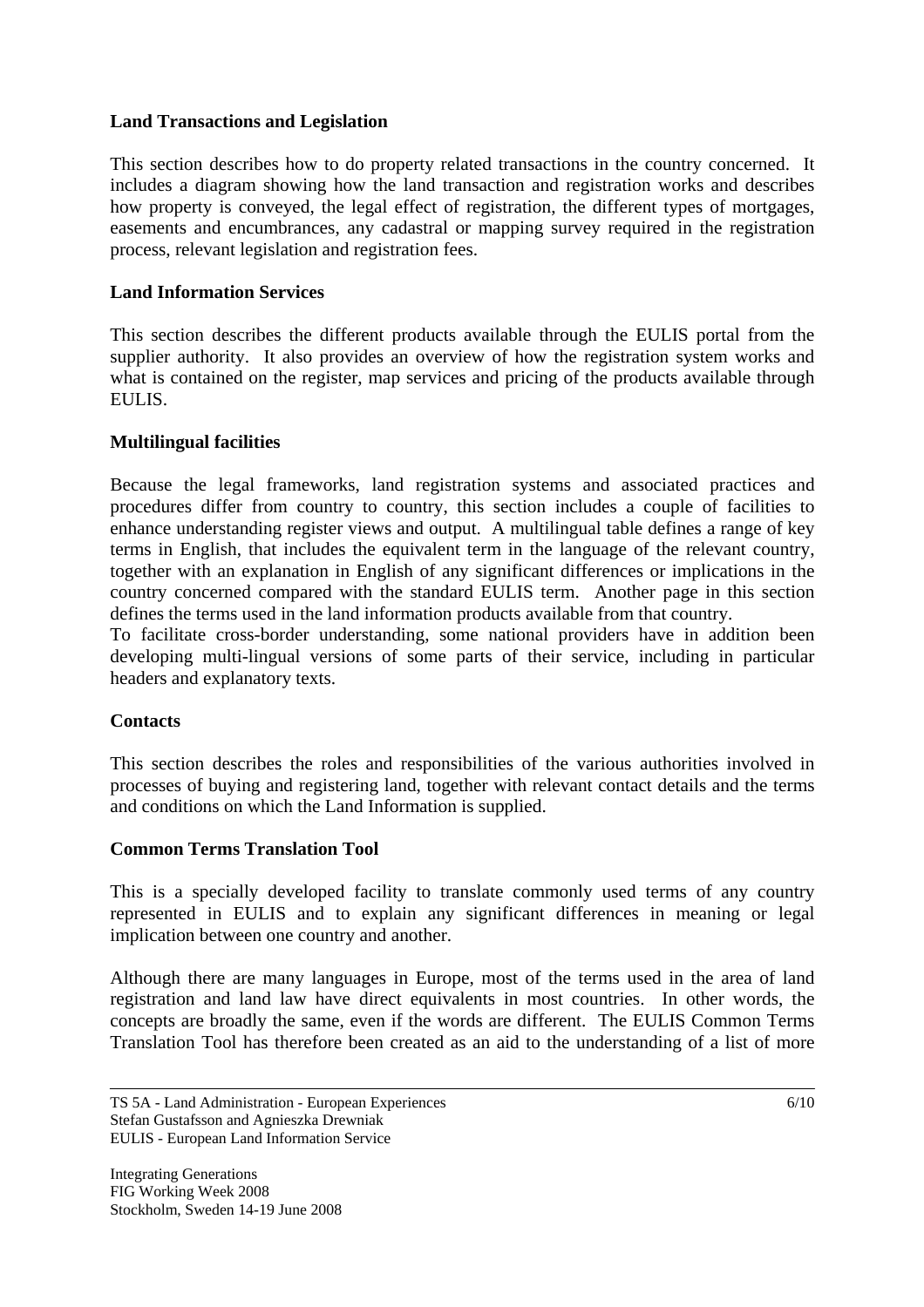**Land Transactions and Legislation**

This section describes how to do property related transactions in the country concerned. It includes a diagram showing how the land transaction and registration works and describes how property is conveyed, the legal effect of registration, the different types of mortgages, easements and encumbrances, any cadastral or mapping survey required in the registration process, relevant legislation and registration fees.

**Land Information Services**

This section describes the different products available through the EULIS portal from the supplier authority. It also provides an overview of how the registration system works and what is contained on the register, map services and pricing of the products available through EULIS.

**Multilingual facilities**

Because the legal frameworks, land registration systems and associated practices and procedures differ from country to country, this section includes a couple of facilities to enhance understanding register views and output. A multilingual table defines a range of key terms in English, that includes the equivalent term in the language of the relevant country, together with an explanation in English of any significant differences or implications in the country concerned compared with the standard EULIS term. Another page in this section defines the terms used in the land information products available from that country.
To facilitate cross-border understanding, some national providers have in addition been developing multi-lingual versions of some parts of their service, including in particular headers and explanatory texts.

**Contacts**

This section describes the roles and responsibilities of the various authorities involved in processes of buying and registering land, together with relevant contact details and the terms and conditions on which the Land Information is supplied.

**Common Terms Translation Tool**

This is a specially developed facility to translate commonly used terms of any country represented in EULIS and to explain any significant differences in meaning or legal implication between one country and another.

Although there are many languages in Europe, most of the terms used in the area of land registration and land law have direct equivalents in most countries. In other words, the concepts are broadly the same, even if the words are different. The EULIS Common Terms Translation Tool has therefore been created as an aid to the understanding of a list of more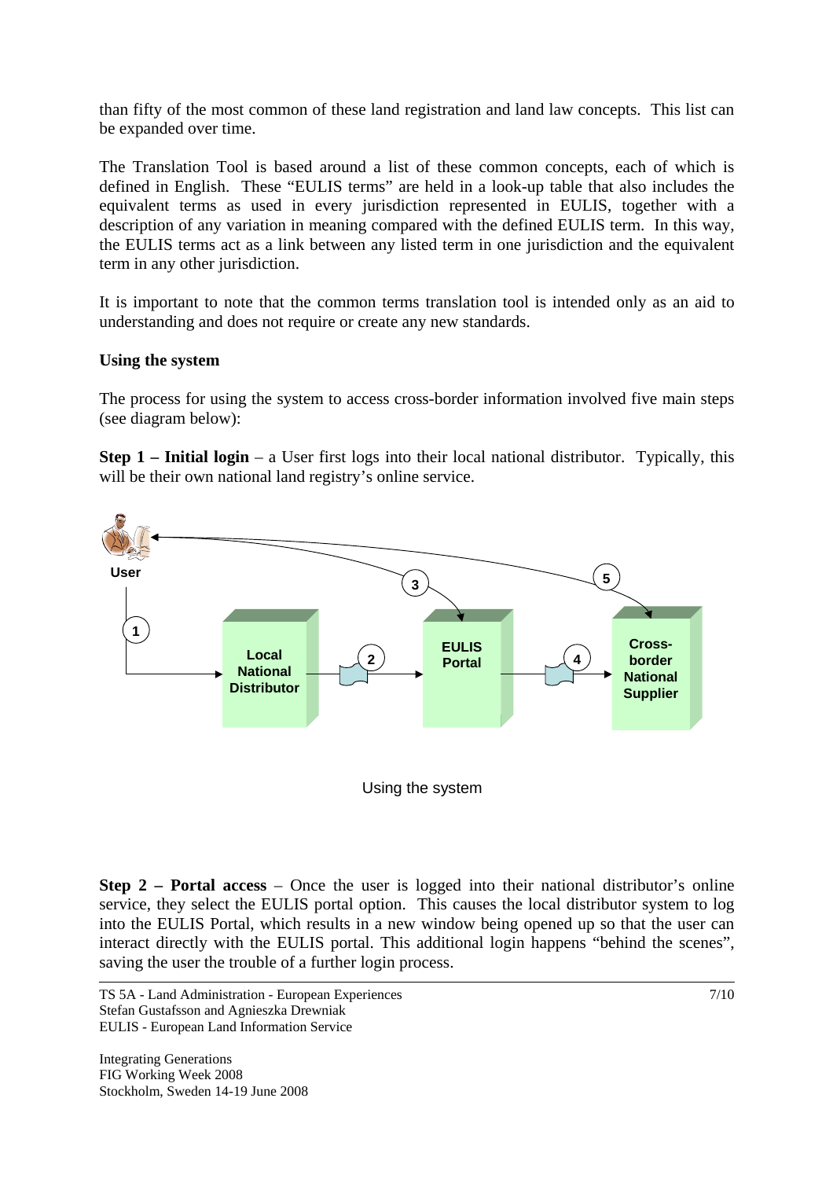than fifty of the most common of these land registration and land law concepts. This list can be expanded over time.

The Translation Tool is based around a list of these common concepts, each of which is defined in English. These "EULIS terms" are held in a look-up table that also includes the equivalent terms as used in every jurisdiction represented in EULIS, together with a description of any variation in meaning compared with the defined EULIS term. In this way, the EULIS terms act as a link between any listed term in one jurisdiction and the equivalent term in any other jurisdiction.

It is important to note that the common terms translation tool is intended only as an aid to understanding and does not require or create any new standards.

**Using the system**

The process for using the system to access cross-border information involved five main steps (see diagram below):

**Step 1 – Initial login** – a User first logs into their local national distributor. Typically, this will be their own national land registry's online service.

Using the system

**Step 2 – Portal access** – Once the user is logged into their national distributor's online service, they select the EULIS portal option. This causes the local distributor system to log into the EULIS Portal, which results in a new window being opened up so that the user can interact directly with the EULIS portal. This additional login happens "behind the scenes", saving the user the trouble of a further login process.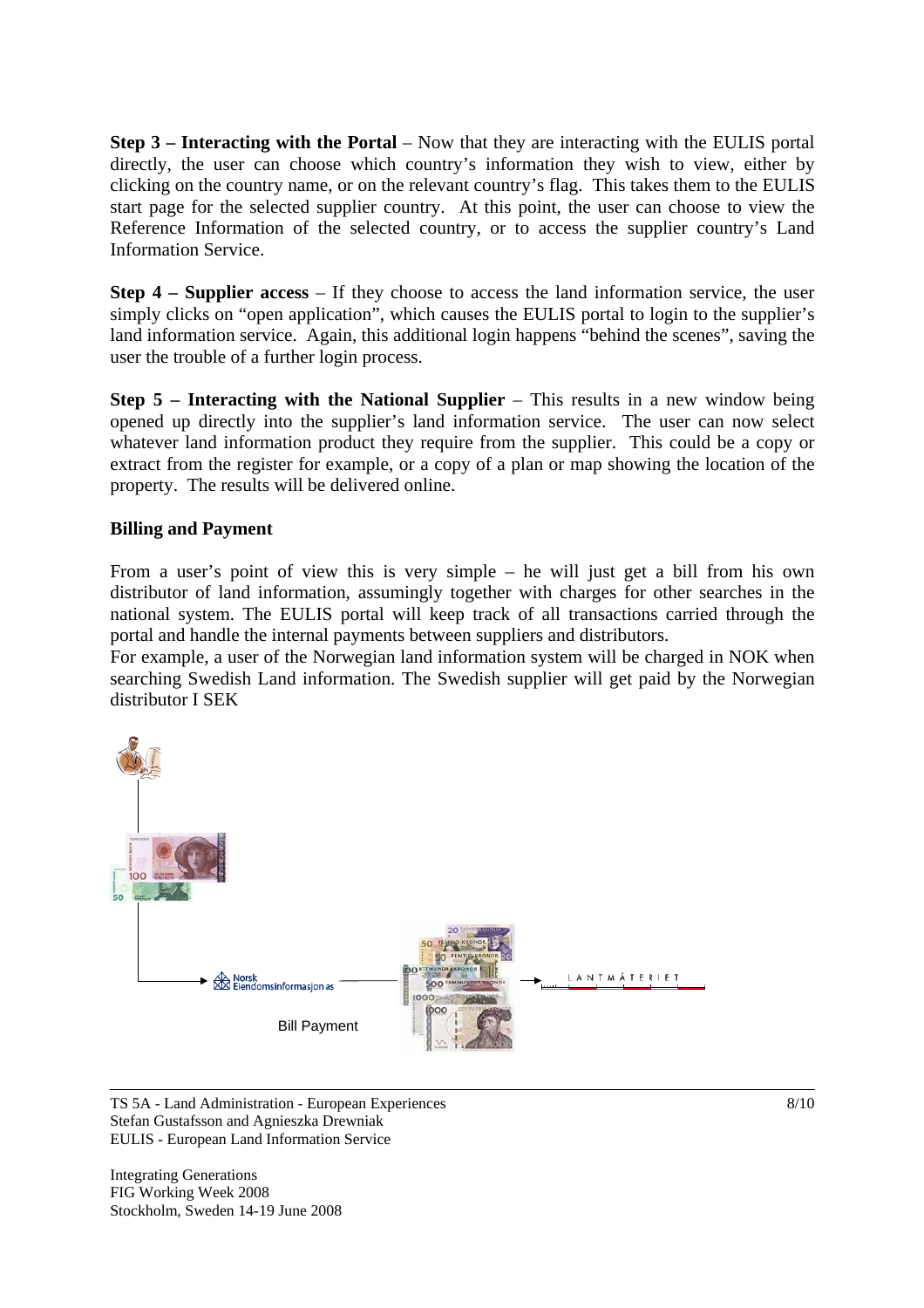**Step 3 – Interacting with the Portal** – Now that they are interacting with the EULIS portal directly, the user can choose which country's information they wish to view, either by clicking on the country name, or on the relevant country's flag. This takes them to the EULIS start page for the selected supplier country. At this point, the user can choose to view the Reference Information of the selected country, or to access the supplier country's Land Information Service.

**Step 4 – Supplier access** – If they choose to access the land information service, the user simply clicks on "open application", which causes the EULIS portal to login to the supplier's land information service. Again, this additional login happens "behind the scenes", saving the user the trouble of a further login process.

**Step 5 – Interacting with the National Supplier** – This results in a new window being opened up directly into the supplier's land information service. The user can now select whatever land information product they require from the supplier. This could be a copy or extract from the register for example, or a copy of a plan or map showing the location of the property. The results will be delivered online.

**Billing and Payment**

From a user's point of view this is very simple – he will just get a bill from his own distributor of land information, assumingly together with charges for other searches in the national system. The EULIS portal will keep track of all transactions carried through the portal and handle the internal payments between suppliers and distributors.
For example, a user of the Norwegian land information system will be charged in NOK when searching Swedish Land information. The Swedish supplier will get paid by the Norwegian distributor I SEK

Bill Payment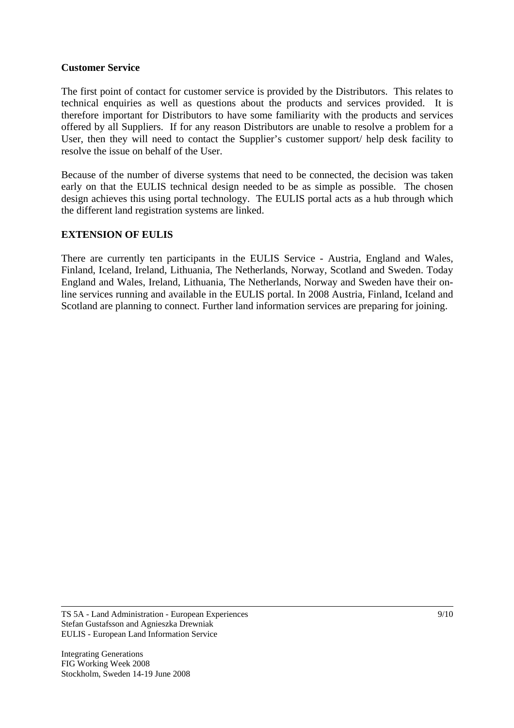**Customer Service**

The first point of contact for customer service is provided by the Distributors. This relates to technical enquiries as well as questions about the products and services provided. It is therefore important for Distributors to have some familiarity with the products and services offered by all Suppliers. If for any reason Distributors are unable to resolve a problem for a User, then they will need to contact the Supplier's customer support/ help desk facility to resolve the issue on behalf of the User.

Because of the number of diverse systems that need to be connected, the decision was taken early on that the EULIS technical design needed to be as simple as possible. The chosen design achieves this using portal technology. The EULIS portal acts as a hub through which the different land registration systems are linked.

## EXTENSION OF EULIS

There are currently ten participants in the EULIS Service - Austria, England and Wales, Finland, Iceland, Ireland, Lithuania, The Netherlands, Norway, Scotland and Sweden. Today England and Wales, Ireland, Lithuania, The Netherlands, Norway and Sweden have their on-line services running and available in the EULIS portal. In 2008 Austria, Finland, Iceland and Scotland are planning to connect. Further land information services are preparing for joining.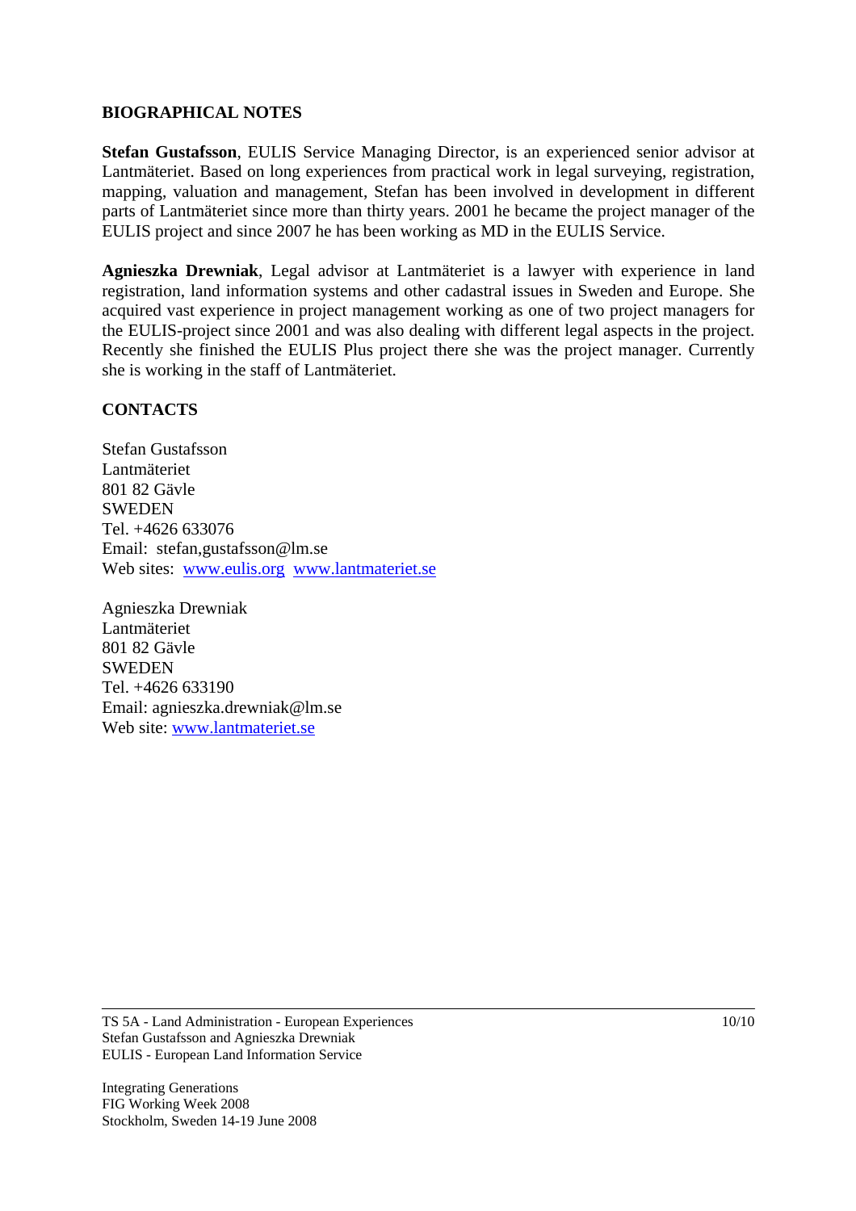## BIOGRAPHICAL NOTES

**Stefan Gustafsson**, EULIS Service Managing Director, is an experienced senior advisor at Lantmäteriet. Based on long experiences from practical work in legal surveying, registration, mapping, valuation and management, Stefan has been involved in development in different parts of Lantmäteriet since more than thirty years. 2001 he became the project manager of the EULIS project and since 2007 he has been working as MD in the EULIS Service.

**Agnieszka Drewniak**, Legal advisor at Lantmäteriet is a lawyer with experience in land registration, land information systems and other cadastral issues in Sweden and Europe. She acquired vast experience in project management working as one of two project managers for the EULIS-project since 2001 and was also dealing with different legal aspects in the project. Recently she finished the EULIS Plus project there she was the project manager. Currently she is working in the staff of Lantmäteriet.

## CONTACTS

Stefan Gustafsson
Lantmäteriet
801 82 Gävle
SWEDEN
Tel. +4626 633076
Email: stefan,gustafsson@lm.se
Web sites: www.eulis.org www.lantmateriet.se

Agnieszka Drewniak
Lantmäteriet
801 82 Gävle
SWEDEN
Tel. +4626 633190
Email: agnieszka.drewniak@lm.se
Web site: www.lantmateriet.se